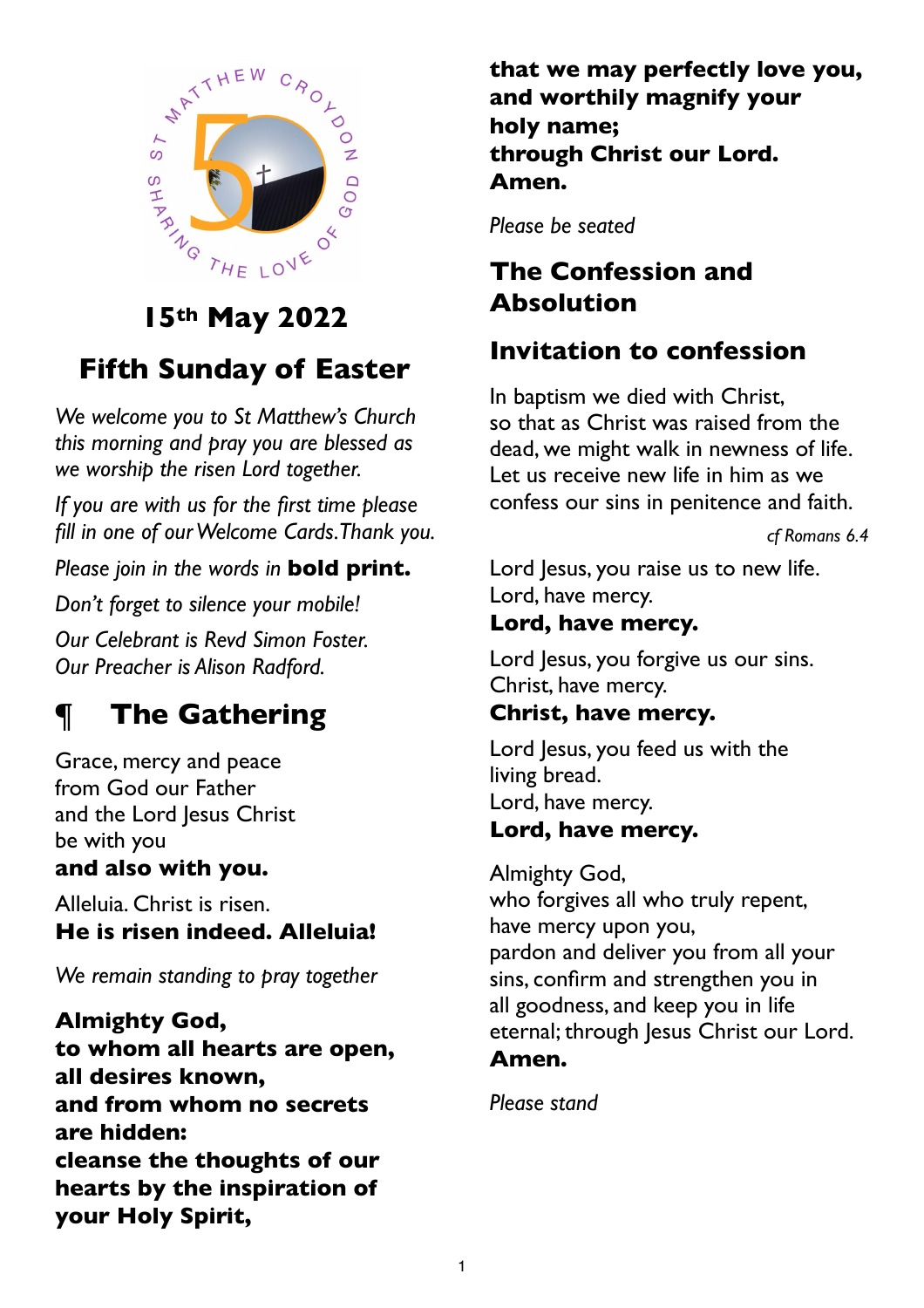ST MATTHEW CROYDON SHARING THE LOVE OF GOD

## 15th May 2022

# Fifth Sunday of Easter

*We welcome you to St Matthew's Church this morning and pray you are blessed as we worship the risen Lord together.*

*If you are with us for the first time please fill in one of our Welcome Cards. Thank you.*

*Please join in the words in* **bold print.**

*Don't forget to silence your mobile!*

*Our Celebrant is Revd Simon Foster.*
*Our Preacher is Alison Radford.*

## ¶ The Gathering

Grace, mercy and peace
from God our Father
and the Lord Jesus Christ
be with you
**and also with you.**

Alleluia. Christ is risen.
**He is risen indeed. Alleluia!**

*We remain standing to pray together*

**Almighty God,**
**to whom all hearts are open,**
**all desires known,**
**and from whom no secrets are hidden:**
**cleanse the thoughts of our hearts by the inspiration of your Holy Spirit,**
**that we may perfectly love you,**
**and worthily magnify your holy name;**
**through Christ our Lord.**
**Amen.**

*Please be seated*

## The Confession and Absolution

### Invitation to confession

In baptism we died with Christ,
so that as Christ was raised from the dead, we might walk in newness of life.
Let us receive new life in him as we confess our sins in penitence and faith.

*cf Romans 6.4*

Lord Jesus, you raise us to new life.
Lord, have mercy.
**Lord, have mercy.**

Lord Jesus, you forgive us our sins.
Christ, have mercy.
**Christ, have mercy.**

Lord Jesus, you feed us with the living bread.
Lord, have mercy.
**Lord, have mercy.**

Almighty God,
who forgives all who truly repent,
have mercy upon you,
pardon and deliver you from all your sins, confirm and strengthen you in all goodness, and keep you in life eternal; through Jesus Christ our Lord.
**Amen.**

*Please stand*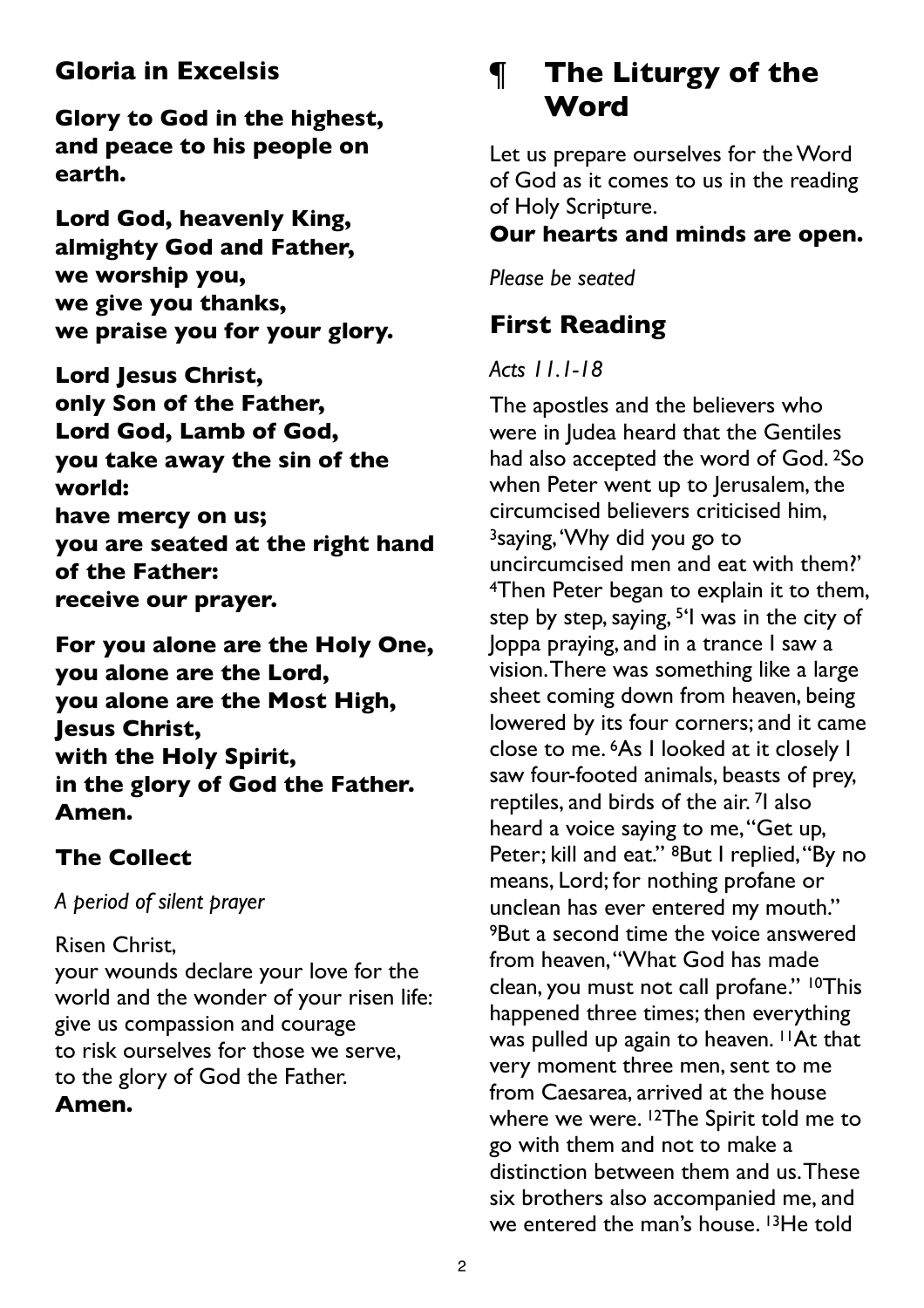## Gloria in Excelsis

**Glory to God in the highest,
and peace to his people on earth.**

**Lord God, heavenly King,
almighty God and Father,
we worship you,
we give you thanks,
we praise you for your glory.**

**Lord Jesus Christ,
only Son of the Father,
Lord God, Lamb of God,
you take away the sin of the world:
have mercy on us;
you are seated at the right hand of the Father:
receive our prayer.**

**For you alone are the Holy One,
you alone are the Lord,
you alone are the Most High,
Jesus Christ,
with the Holy Spirit,
in the glory of God the Father.
Amen.**

## The Collect

*A period of silent prayer*

Risen Christ,
your wounds declare your love for the world and the wonder of your risen life:
give us compassion and courage
to risk ourselves for those we serve,
to the glory of God the Father.
**Amen.**

# ¶ The Liturgy of the Word

Let us prepare ourselves for the Word of God as it comes to us in the reading of Holy Scripture.
**Our hearts and minds are open.**

*Please be seated*

## First Reading

*Acts 11.1-18*

The apostles and the believers who were in Judea heard that the Gentiles had also accepted the word of God. 2So when Peter went up to Jerusalem, the circumcised believers criticised him, 3saying, 'Why did you go to uncircumcised men and eat with them?' 4Then Peter began to explain it to them, step by step, saying, 5'I was in the city of Joppa praying, and in a trance I saw a vision. There was something like a large sheet coming down from heaven, being lowered by its four corners; and it came close to me. 6As I looked at it closely I saw four-footed animals, beasts of prey, reptiles, and birds of the air. 7I also heard a voice saying to me, "Get up, Peter; kill and eat." 8But I replied, "By no means, Lord; for nothing profane or unclean has ever entered my mouth." 9But a second time the voice answered from heaven, "What God has made clean, you must not call profane." 10This happened three times; then everything was pulled up again to heaven. 11At that very moment three men, sent to me from Caesarea, arrived at the house where we were. 12The Spirit told me to go with them and not to make a distinction between them and us. These six brothers also accompanied me, and we entered the man's house. 13He told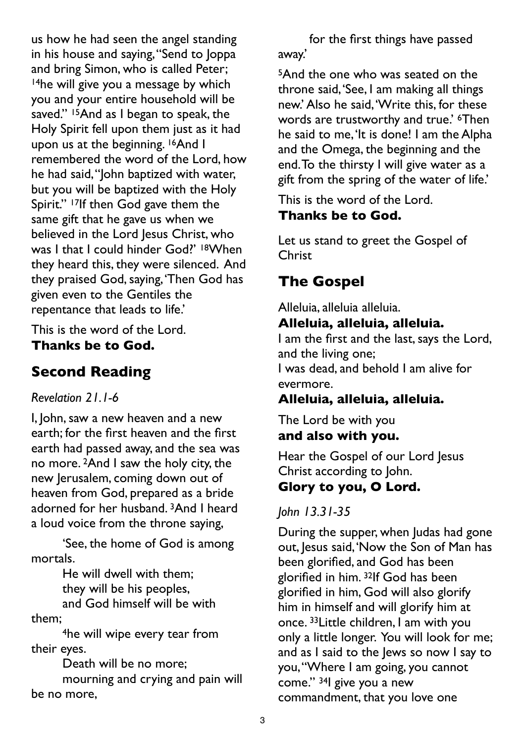us how he had seen the angel standing in his house and saying, "Send to Joppa and bring Simon, who is called Peter; [14]he will give you a message by which you and your entire household will be saved." [15]And as I began to speak, the Holy Spirit fell upon them just as it had upon us at the beginning. [16]And I remembered the word of the Lord, how he had said, "John baptized with water, but you will be baptized with the Holy Spirit." [17]If then God gave them the same gift that he gave us when we believed in the Lord Jesus Christ, who was I that I could hinder God?' [18]When they heard this, they were silenced. And they praised God, saying, 'Then God has given even to the Gentiles the repentance that leads to life.'

This is the word of the Lord.
**Thanks be to God.**

## Second Reading

*Revelation 21.1-6*

I, John, saw a new heaven and a new earth; for the first heaven and the first earth had passed away, and the sea was no more. [2]And I saw the holy city, the new Jerusalem, coming down out of heaven from God, prepared as a bride adorned for her husband. [3]And I heard a loud voice from the throne saying,

'See, the home of God is among mortals.
He will dwell with them;
they will be his peoples,
and God himself will be with them;
[4]he will wipe every tear from their eyes.
Death will be no more;
mourning and crying and pain will be no more,
for the first things have passed away.'

[5]And the one who was seated on the throne said, 'See, I am making all things new.' Also he said, 'Write this, for these words are trustworthy and true.' [6]Then he said to me, 'It is done! I am the Alpha and the Omega, the beginning and the end. To the thirsty I will give water as a gift from the spring of the water of life.'

This is the word of the Lord.
**Thanks be to God.**

Let us stand to greet the Gospel of Christ

## The Gospel

Alleluia, alleluia alleluia.
**Alleluia, alleluia, alleluia.**
I am the first and the last, says the Lord, and the living one;
I was dead, and behold I am alive for evermore.
**Alleluia, alleluia, alleluia.**

The Lord be with you
**and also with you.**

Hear the Gospel of our Lord Jesus Christ according to John.
**Glory to you, O Lord.**

*John 13.31-35*

During the supper, when Judas had gone out, Jesus said, 'Now the Son of Man has been glorified, and God has been glorified in him. [32]If God has been glorified in him, God will also glorify him in himself and will glorify him at once. [33]Little children, I am with you only a little longer. You will look for me; and as I said to the Jews so now I say to you, "Where I am going, you cannot come." [34]I give you a new commandment, that you love one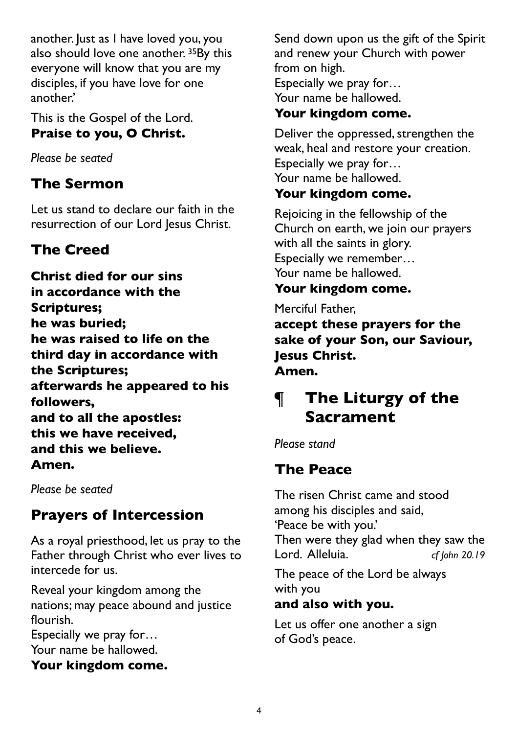another. Just as I have loved you, you also should love one another. [35]By this everyone will know that you are my disciples, if you have love for one another.'

This is the Gospel of the Lord.
**Praise to you, O Christ.**

*Please be seated*

## The Sermon

Let us stand to declare our faith in the resurrection of our Lord Jesus Christ.

## The Creed

**Christ died for our sins**
**in accordance with the Scriptures;**
**he was buried;**
**he was raised to life on the third day in accordance with the Scriptures;**
**afterwards he appeared to his followers,**
**and to all the apostles:**
**this we have received,**
**and this we believe.**
**Amen.**

*Please be seated*

## Prayers of Intercession

As a royal priesthood, let us pray to the Father through Christ who ever lives to intercede for us.

Reveal your kingdom among the nations; may peace abound and justice flourish.
Especially we pray for…
Your name be hallowed.
**Your kingdom come.**

Send down upon us the gift of the Spirit and renew your Church with power from on high.
Especially we pray for…
Your name be hallowed.
**Your kingdom come.**

Deliver the oppressed, strengthen the weak, heal and restore your creation.
Especially we pray for…
Your name be hallowed.
**Your kingdom come.**

Rejoicing in the fellowship of the Church on earth, we join our prayers with all the saints in glory.
Especially we remember…
Your name be hallowed.
**Your kingdom come.**

Merciful Father,
**accept these prayers for the sake of your Son, our Saviour, Jesus Christ.**
**Amen.**

# ¶ The Liturgy of the Sacrament

*Please stand*

## The Peace

The risen Christ came and stood among his disciples and said,
'Peace be with you.'
Then were they glad when they saw the Lord. Alleluia. *cf John 20.19*

The peace of the Lord be always with you
**and also with you.**

Let us offer one another a sign of God's peace.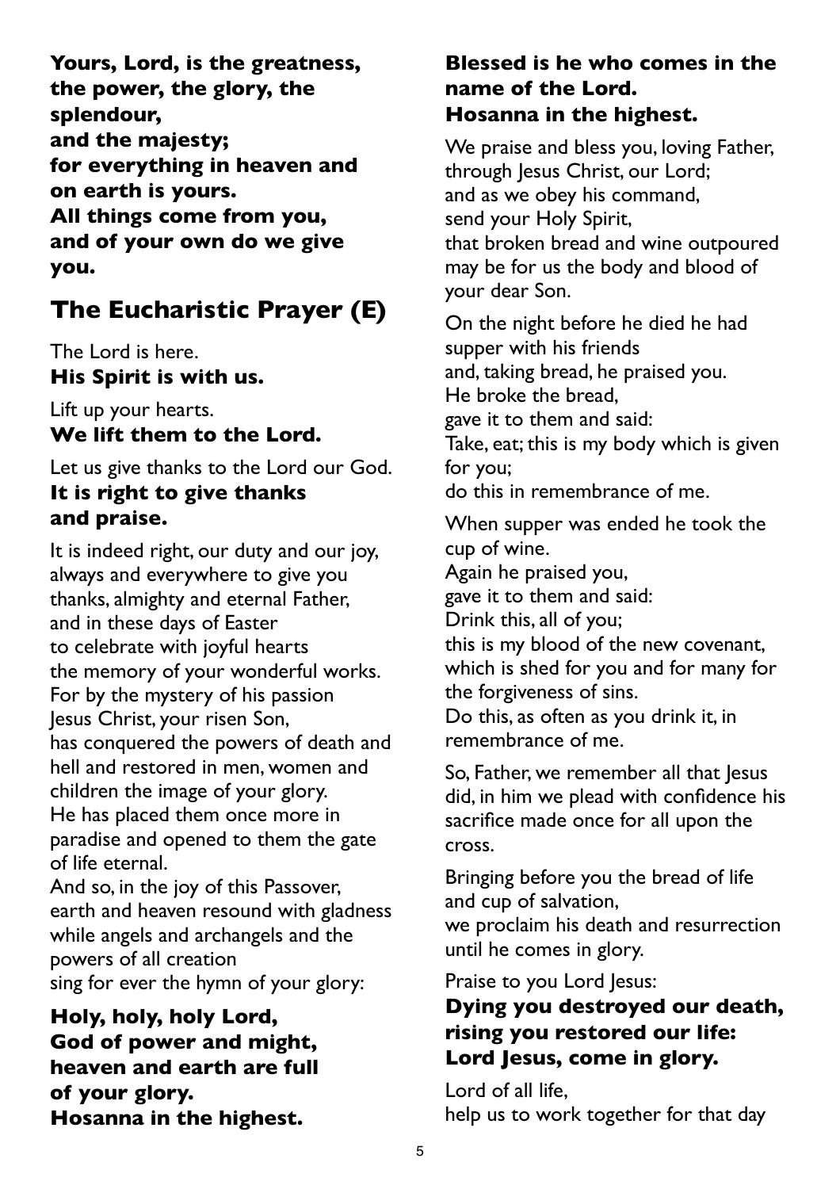**Yours, Lord, is the greatness, the power, the glory, the splendour,**
**and the majesty;**
**for everything in heaven and on earth is yours.**
**All things come from you,**
**and of your own do we give you.**

## The Eucharistic Prayer (E)

The Lord is here.
**His Spirit is with us.**

Lift up your hearts.
**We lift them to the Lord.**

Let us give thanks to the Lord our God.
**It is right to give thanks and praise.**

It is indeed right, our duty and our joy,
always and everywhere to give you thanks, almighty and eternal Father,
and in these days of Easter
to celebrate with joyful hearts
the memory of your wonderful works.
For by the mystery of his passion
Jesus Christ, your risen Son,
has conquered the powers of death and hell and restored in men, women and children the image of your glory.
He has placed them once more in paradise and opened to them the gate of life eternal.
And so, in the joy of this Passover,
earth and heaven resound with gladness
while angels and archangels and the powers of all creation
sing for ever the hymn of your glory:

**Holy, holy, holy Lord,**
**God of power and might,**
**heaven and earth are full of your glory.**
**Hosanna in the highest.**

**Blessed is he who comes in the name of the Lord.**
**Hosanna in the highest.**

We praise and bless you, loving Father,
through Jesus Christ, our Lord;
and as we obey his command,
send your Holy Spirit,
that broken bread and wine outpoured
may be for us the body and blood of your dear Son.

On the night before he died he had supper with his friends
and, taking bread, he praised you.
He broke the bread,
gave it to them and said:
Take, eat; this is my body which is given for you;
do this in remembrance of me.

When supper was ended he took the cup of wine.
Again he praised you,
gave it to them and said:
Drink this, all of you;
this is my blood of the new covenant,
which is shed for you and for many for the forgiveness of sins.
Do this, as often as you drink it, in remembrance of me.

So, Father, we remember all that Jesus did, in him we plead with confidence his sacrifice made once for all upon the cross.

Bringing before you the bread of life
and cup of salvation,
we proclaim his death and resurrection
until he comes in glory.

Praise to you Lord Jesus:
**Dying you destroyed our death,**
**rising you restored our life:**
**Lord Jesus, come in glory.**

Lord of all life,
help us to work together for that day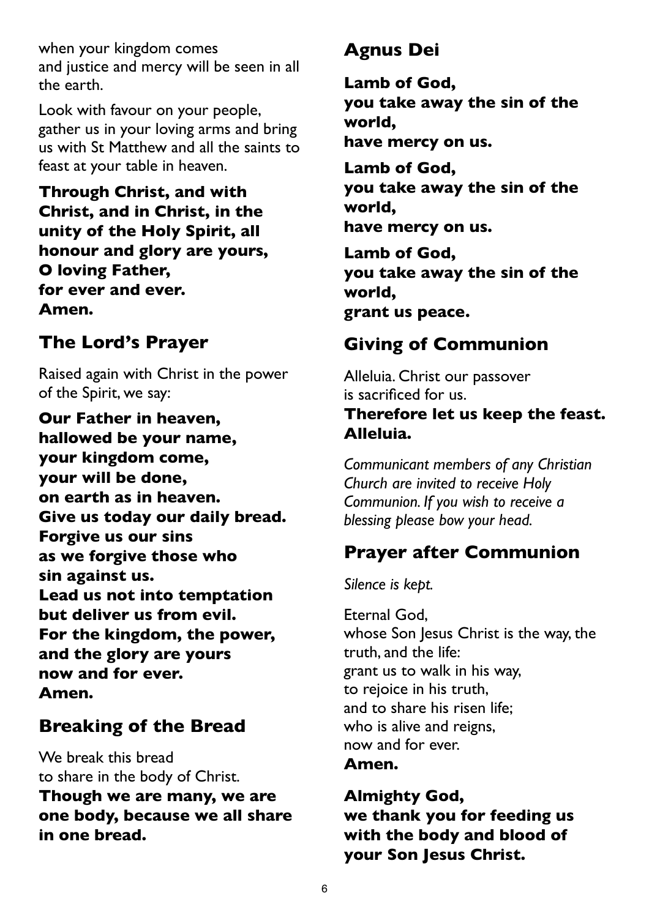when your kingdom comes
and justice and mercy will be seen in all the earth.

Look with favour on your people, gather us in your loving arms and bring us with St Matthew and all the saints to feast at your table in heaven.

**Through Christ, and with Christ, and in Christ, in the unity of the Holy Spirit, all honour and glory are yours, O loving Father, for ever and ever. Amen.**

## The Lord's Prayer

Raised again with Christ in the power of the Spirit, we say:

**Our Father in heaven,
hallowed be your name,
your kingdom come,
your will be done,
on earth as in heaven.
Give us today our daily bread.
Forgive us our sins
as we forgive those who
sin against us.
Lead us not into temptation
but deliver us from evil.
For the kingdom, the power,
and the glory are yours
now and for ever.
Amen.**

## Breaking of the Bread

We break this bread
to share in the body of Christ.
**Though we are many, we are one body, because we all share in one bread.**

## Agnus Dei

**Lamb of God,
you take away the sin of the world,
have mercy on us.**

**Lamb of God,
you take away the sin of the world,
have mercy on us.**

**Lamb of God,
you take away the sin of the world,
grant us peace.**

## Giving of Communion

Alleluia. Christ our passover
is sacrificed for us.
**Therefore let us keep the feast. Alleluia.**

*Communicant members of any Christian Church are invited to receive Holy Communion. If you wish to receive a blessing please bow your head.*

## Prayer after Communion

*Silence is kept.*

Eternal God,
whose Son Jesus Christ is the way, the truth, and the life:
grant us to walk in his way,
to rejoice in his truth,
and to share his risen life;
who is alive and reigns,
now and for ever.
**Amen.**

**Almighty God,
we thank you for feeding us
with the body and blood of
your Son Jesus Christ.**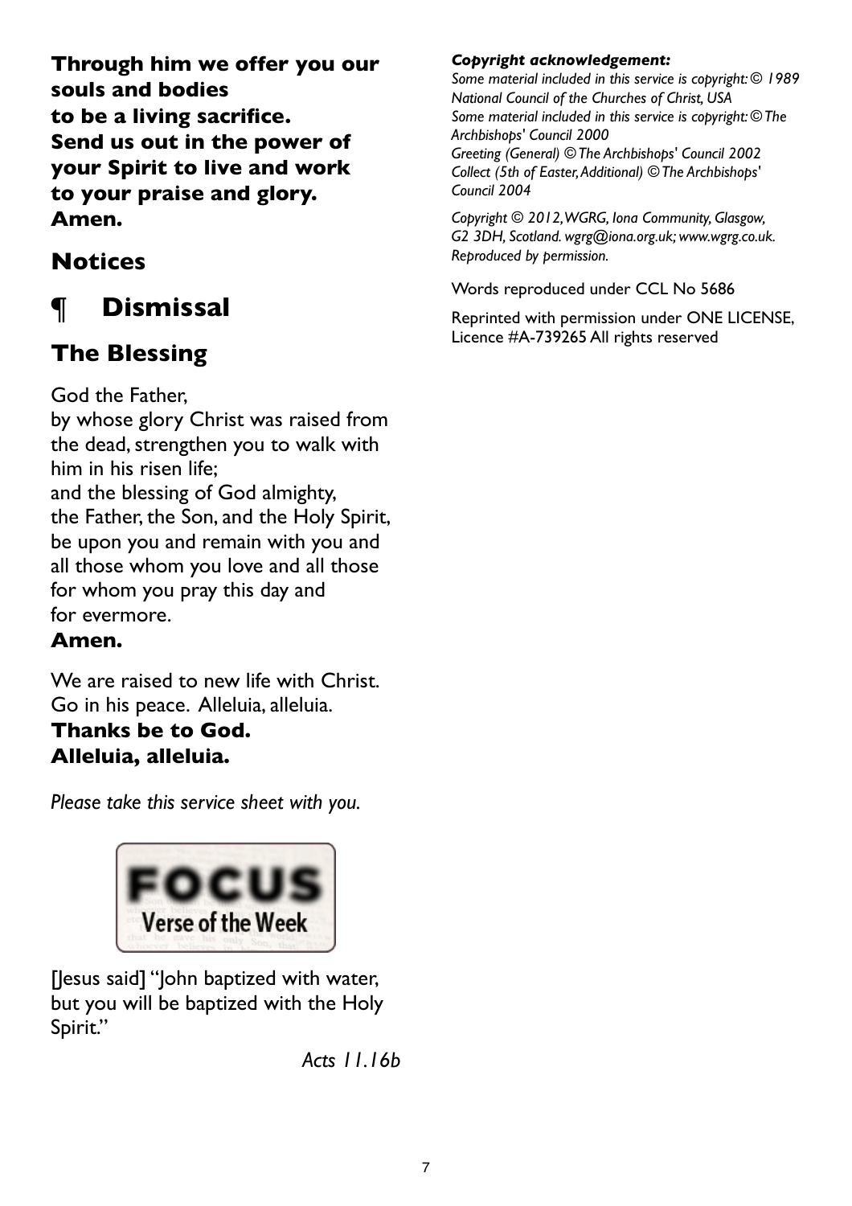**Through him we offer you our souls and bodies**
**to be a living sacrifice.**
**Send us out in the power of your Spirit to live and work**
**to your praise and glory.**
**Amen.**

## Notices

# ¶ Dismissal

## The Blessing

God the Father,
by whose glory Christ was raised from the dead, strengthen you to walk with him in his risen life;
and the blessing of God almighty,
the Father, the Son, and the Holy Spirit,
be upon you and remain with you and all those whom you love and all those for whom you pray this day and for evermore.
**Amen.**

We are raised to new life with Christ.
Go in his peace. Alleluia, alleluia.
**Thanks be to God.**
**Alleluia, alleluia.**

*Please take this service sheet with you.*

FOCUS
Verse of the Week

[Jesus said] "John baptized with water, but you will be baptized with the Holy Spirit."

*Acts 11.16b*

***Copyright acknowledgement:***
*Some material included in this service is copyright: © 1989 National Council of the Churches of Christ, USA*
*Some material included in this service is copyright: © The Archbishops' Council 2000*
*Greeting (General) © The Archbishops' Council 2002*
*Collect (5th of Easter, Additional) © The Archbishops' Council 2004*

*Copyright © 2012, WGRG, Iona Community, Glasgow, G2 3DH, Scotland. wgrg@iona.org.uk; www.wgrg.co.uk. Reproduced by permission.*

Words reproduced under CCL No 5686

Reprinted with permission under ONE LICENSE, Licence #A-739265 All rights reserved